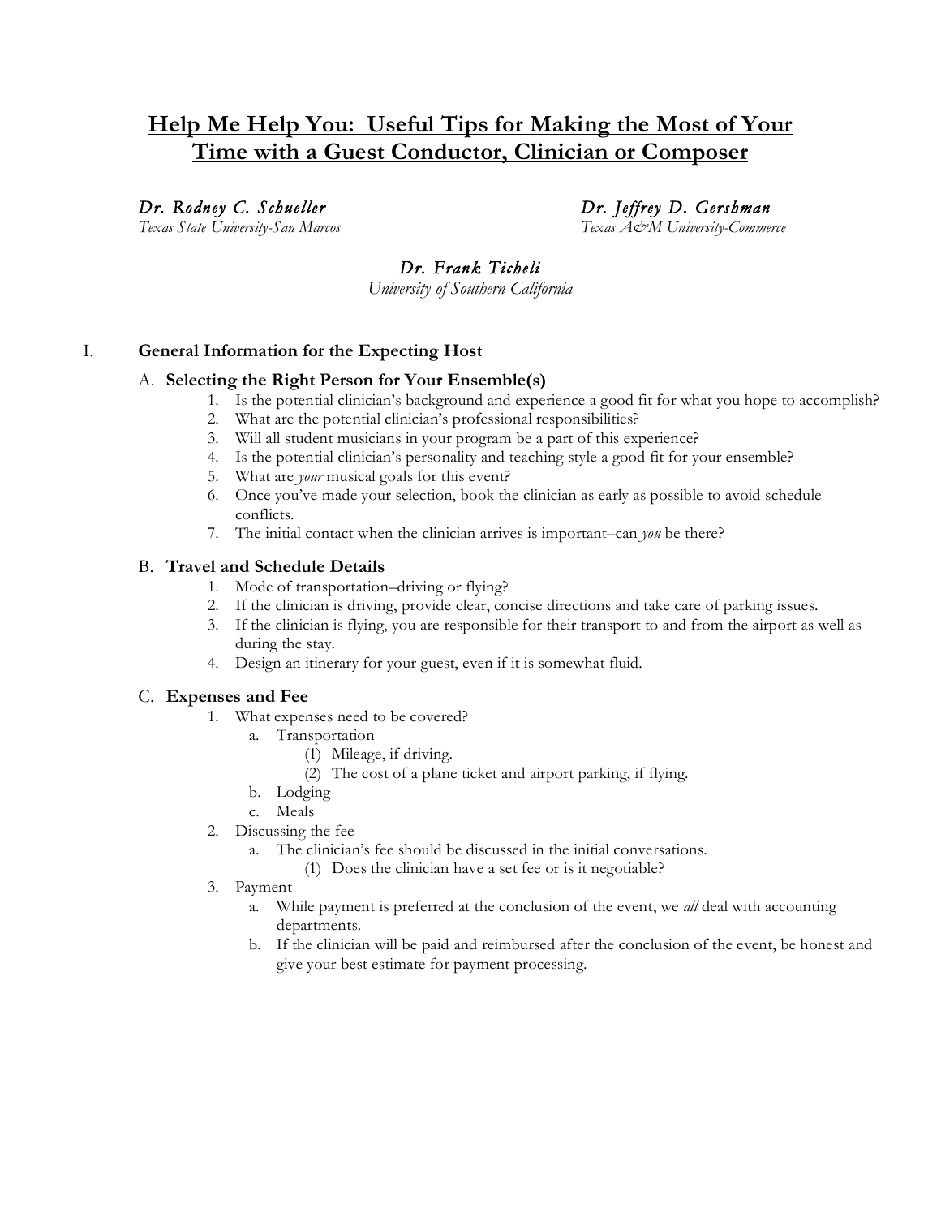# <u>Help Me Help You: Useful Tips for Making the Most of Your Time with a Guest Conductor, Clinician or Composer</u>

*Dr. Rodney C. Schueller*
*Texas State University-San Marcos*

*Dr. Jeffrey D. Gershman*
*Texas A&M University-Commerce*

*Dr. Frank Ticheli*
*University of Southern California*

## I. General Information for the Expecting Host

### A. Selecting the Right Person for Your Ensemble(s)

1. Is the potential clinician's background and experience a good fit for what you hope to accomplish?
2. What are the potential clinician's professional responsibilities?
3. Will all student musicians in your program be a part of this experience?
4. Is the potential clinician's personality and teaching style a good fit for your ensemble?
5. What are *your* musical goals for this event?
6. Once you've made your selection, book the clinician as early as possible to avoid schedule conflicts.
7. The initial contact when the clinician arrives is important–can *you* be there?

### B. Travel and Schedule Details

1. Mode of transportation–driving or flying?
2. If the clinician is driving, provide clear, concise directions and take care of parking issues.
3. If the clinician is flying, you are responsible for their transport to and from the airport as well as during the stay.
4. Design an itinerary for your guest, even if it is somewhat fluid.

### C. Expenses and Fee

1. What expenses need to be covered?
   a. Transportation
      (1) Mileage, if driving.
      (2) The cost of a plane ticket and airport parking, if flying.
   b. Lodging
   c. Meals
2. Discussing the fee
   a. The clinician's fee should be discussed in the initial conversations.
      (1) Does the clinician have a set fee or is it negotiable?
3. Payment
   a. While payment is preferred at the conclusion of the event, we *all* deal with accounting departments.
   b. If the clinician will be paid and reimbursed after the conclusion of the event, be honest and give your best estimate for payment processing.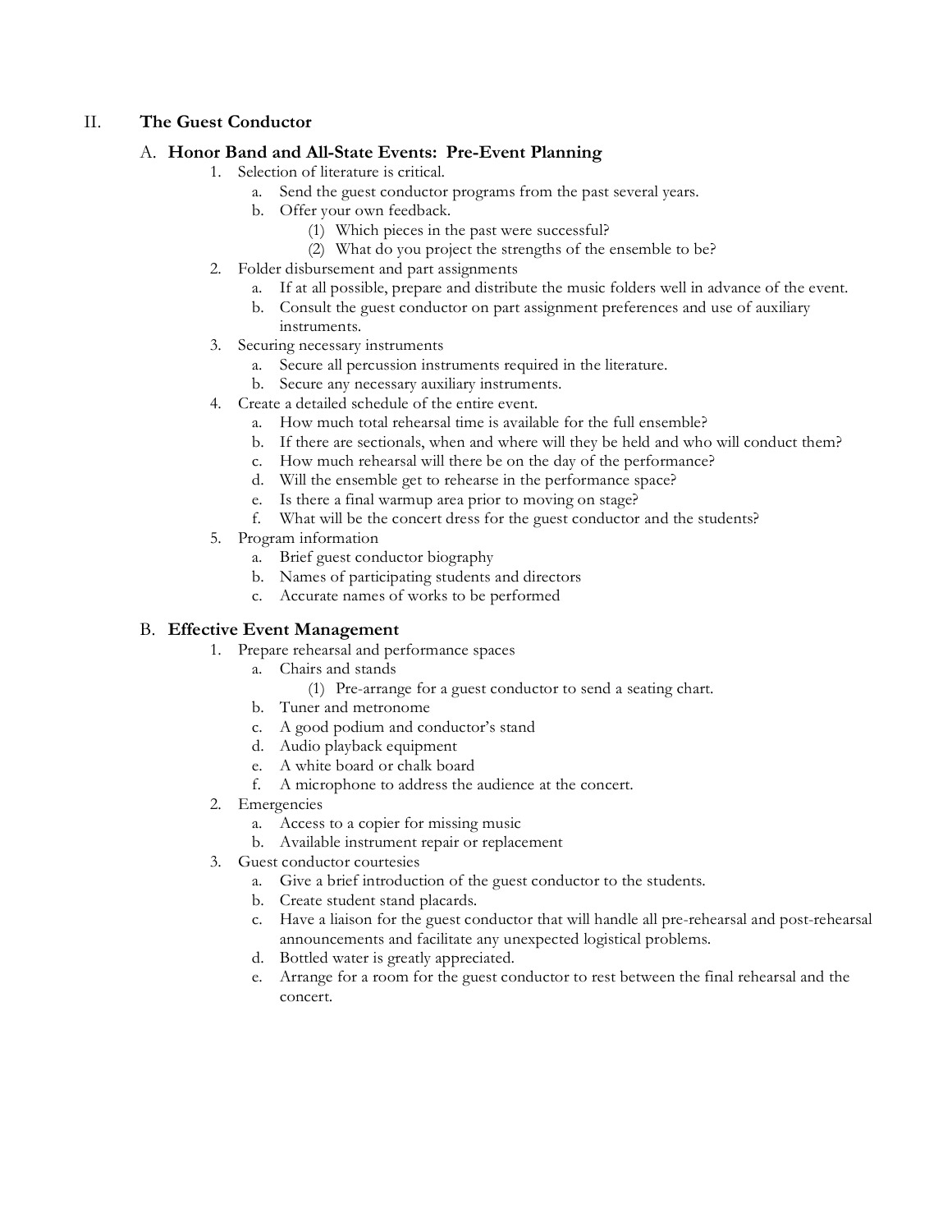## II. The Guest Conductor

### A. Honor Band and All-State Events: Pre-Event Planning

1. Selection of literature is critical.
    a. Send the guest conductor programs from the past several years.
    b. Offer your own feedback.
        (1) Which pieces in the past were successful?
        (2) What do you project the strengths of the ensemble to be?
2. Folder disbursement and part assignments
    a. If at all possible, prepare and distribute the music folders well in advance of the event.
    b. Consult the guest conductor on part assignment preferences and use of auxiliary instruments.
3. Securing necessary instruments
    a. Secure all percussion instruments required in the literature.
    b. Secure any necessary auxiliary instruments.
4. Create a detailed schedule of the entire event.
    a. How much total rehearsal time is available for the full ensemble?
    b. If there are sectionals, when and where will they be held and who will conduct them?
    c. How much rehearsal will there be on the day of the performance?
    d. Will the ensemble get to rehearse in the performance space?
    e. Is there a final warmup area prior to moving on stage?
    f. What will be the concert dress for the guest conductor and the students?
5. Program information
    a. Brief guest conductor biography
    b. Names of participating students and directors
    c. Accurate names of works to be performed

### B. Effective Event Management

1. Prepare rehearsal and performance spaces
    a. Chairs and stands
        (1) Pre-arrange for a guest conductor to send a seating chart.
    b. Tuner and metronome
    c. A good podium and conductor's stand
    d. Audio playback equipment
    e. A white board or chalk board
    f. A microphone to address the audience at the concert.
2. Emergencies
    a. Access to a copier for missing music
    b. Available instrument repair or replacement
3. Guest conductor courtesies
    a. Give a brief introduction of the guest conductor to the students.
    b. Create student stand placards.
    c. Have a liaison for the guest conductor that will handle all pre-rehearsal and post-rehearsal announcements and facilitate any unexpected logistical problems.
    d. Bottled water is greatly appreciated.
    e. Arrange for a room for the guest conductor to rest between the final rehearsal and the concert.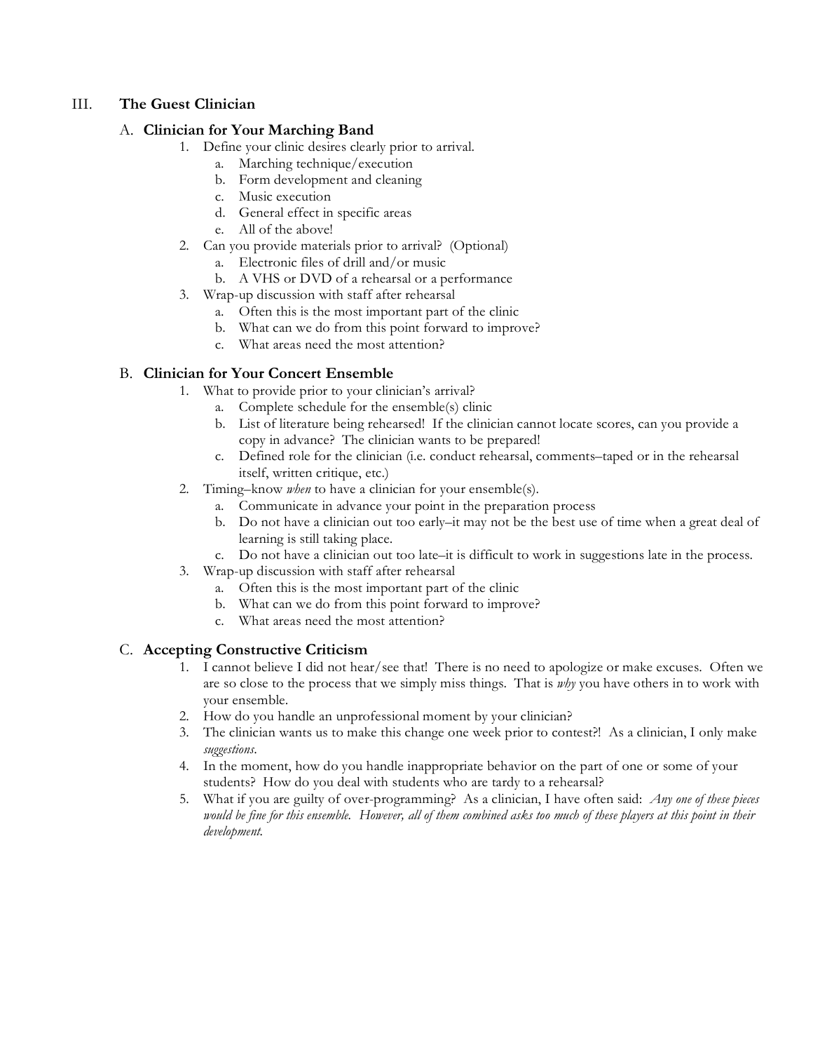## III. The Guest Clinician

### A. Clinician for Your Marching Band

1. Define your clinic desires clearly prior to arrival.
   a. Marching technique/execution
   b. Form development and cleaning
   c. Music execution
   d. General effect in specific areas
   e. All of the above!
2. Can you provide materials prior to arrival? (Optional)
   a. Electronic files of drill and/or music
   b. A VHS or DVD of a rehearsal or a performance
3. Wrap-up discussion with staff after rehearsal
   a. Often this is the most important part of the clinic
   b. What can we do from this point forward to improve?
   c. What areas need the most attention?

### B. Clinician for Your Concert Ensemble

1. What to provide prior to your clinician's arrival?
   a. Complete schedule for the ensemble(s) clinic
   b. List of literature being rehearsed! If the clinician cannot locate scores, can you provide a copy in advance? The clinician wants to be prepared!
   c. Defined role for the clinician (i.e. conduct rehearsal, comments–taped or in the rehearsal itself, written critique, etc.)
2. Timing–know *when* to have a clinician for your ensemble(s).
   a. Communicate in advance your point in the preparation process
   b. Do not have a clinician out too early–it may not be the best use of time when a great deal of learning is still taking place.
   c. Do not have a clinician out too late–it is difficult to work in suggestions late in the process.
3. Wrap-up discussion with staff after rehearsal
   a. Often this is the most important part of the clinic
   b. What can we do from this point forward to improve?
   c. What areas need the most attention?

### C. Accepting Constructive Criticism

1. I cannot believe I did not hear/see that! There is no need to apologize or make excuses. Often we are so close to the process that we simply miss things. That is *why* you have others in to work with your ensemble.
2. How do you handle an unprofessional moment by your clinician?
3. The clinician wants us to make this change one week prior to contest?! As a clinician, I only make *suggestions*.
4. In the moment, how do you handle inappropriate behavior on the part of one or some of your students? How do you deal with students who are tardy to a rehearsal?
5. What if you are guilty of over-programming? As a clinician, I have often said: *Any one of these pieces would be fine for this ensemble. However, all of them combined asks too much of these players at this point in their development.*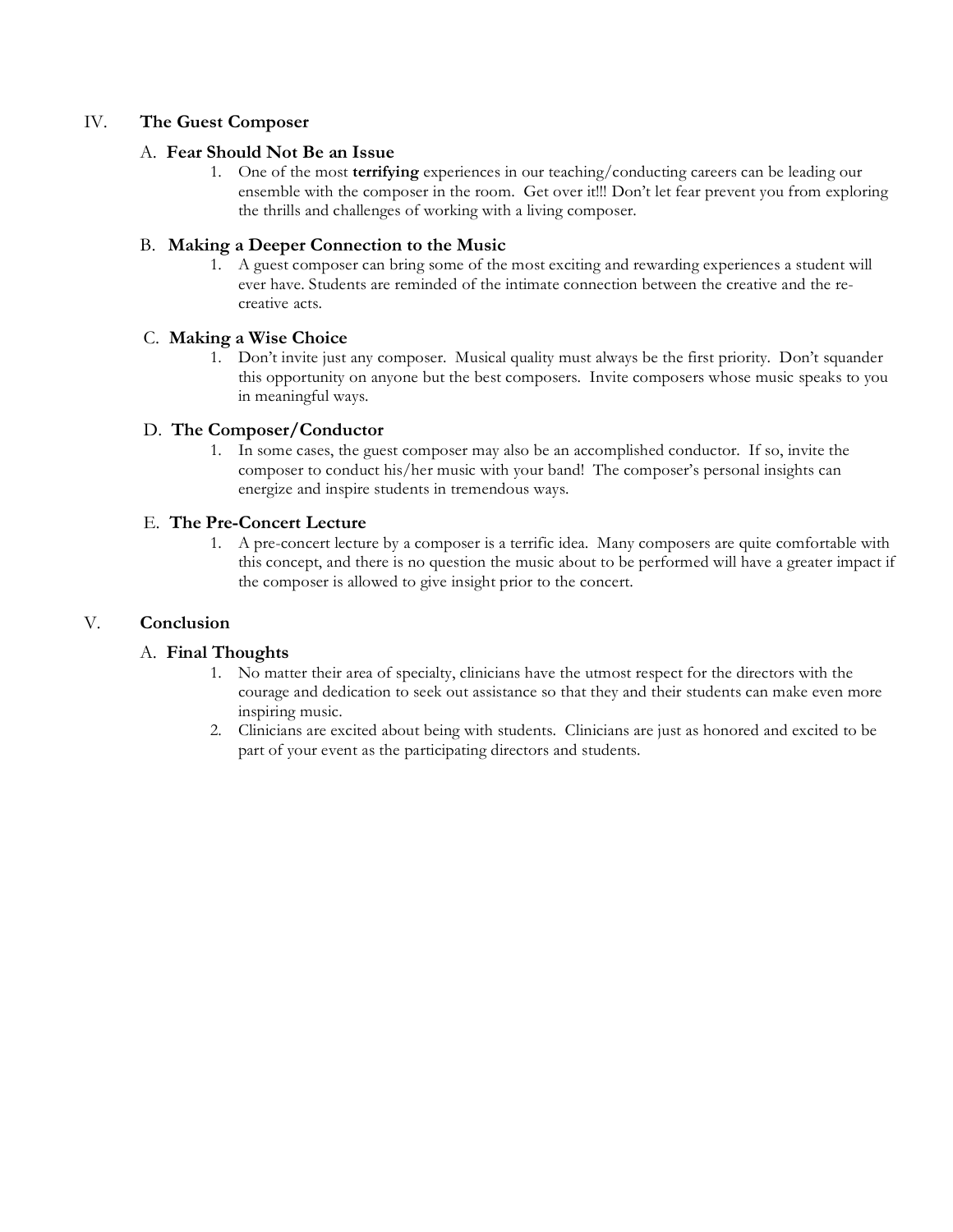## IV. The Guest Composer

### A. Fear Should Not Be an Issue

1. One of the most **terrifying** experiences in our teaching/conducting careers can be leading our ensemble with the composer in the room. Get over it!!! Don't let fear prevent you from exploring the thrills and challenges of working with a living composer.

### B. Making a Deeper Connection to the Music

1. A guest composer can bring some of the most exciting and rewarding experiences a student will ever have. Students are reminded of the intimate connection between the creative and the re-creative acts.

### C. Making a Wise Choice

1. Don't invite just any composer. Musical quality must always be the first priority. Don't squander this opportunity on anyone but the best composers. Invite composers whose music speaks to you in meaningful ways.

### D. The Composer/Conductor

1. In some cases, the guest composer may also be an accomplished conductor. If so, invite the composer to conduct his/her music with your band! The composer's personal insights can energize and inspire students in tremendous ways.

### E. The Pre-Concert Lecture

1. A pre-concert lecture by a composer is a terrific idea. Many composers are quite comfortable with this concept, and there is no question the music about to be performed will have a greater impact if the composer is allowed to give insight prior to the concert.

## V. Conclusion

### A. Final Thoughts

1. No matter their area of specialty, clinicians have the utmost respect for the directors with the courage and dedication to seek out assistance so that they and their students can make even more inspiring music.
2. Clinicians are excited about being with students. Clinicians are just as honored and excited to be part of your event as the participating directors and students.